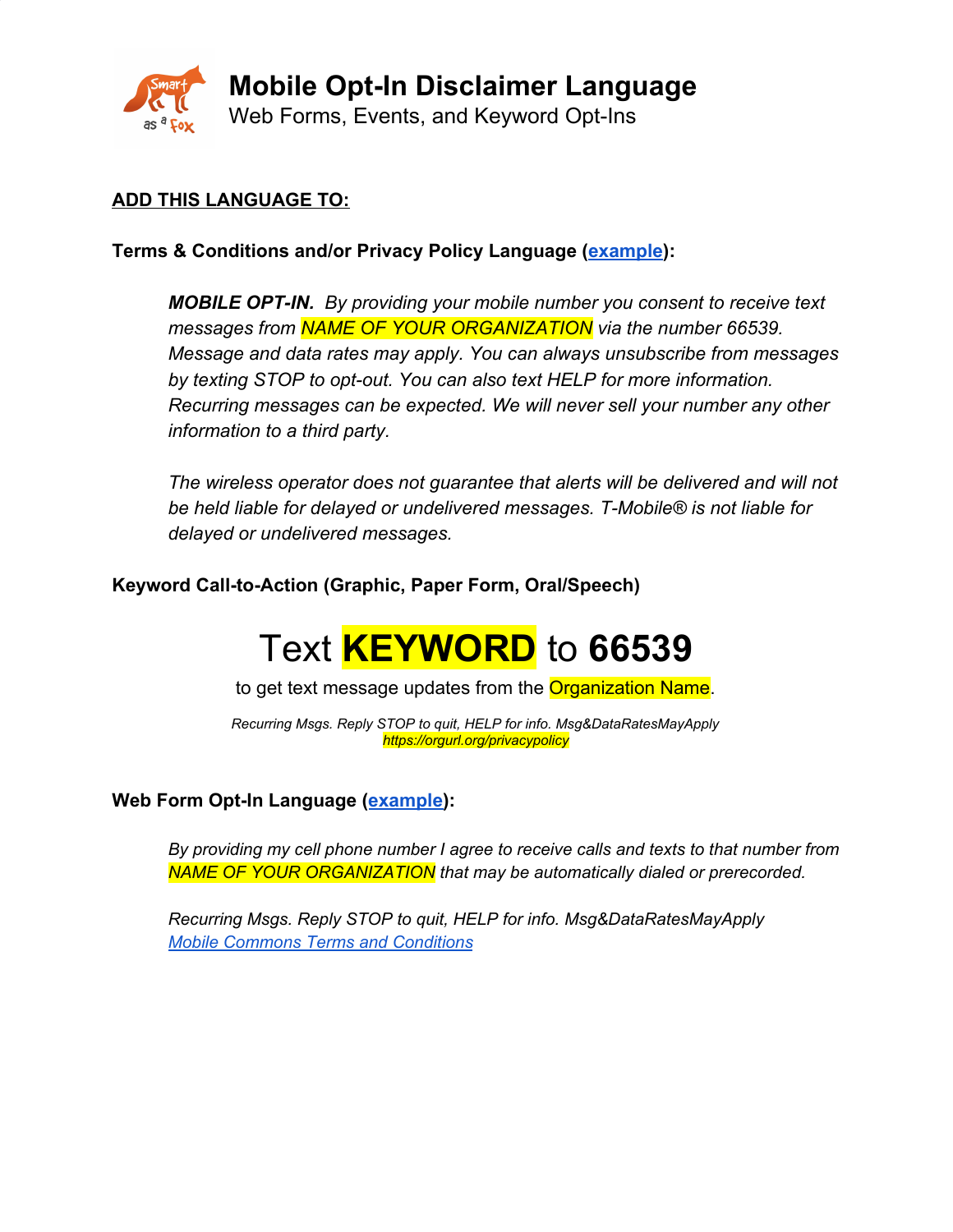# Mobile Opt-In Disclaimer Language

Web Forms, Events, and Keyword Opt-Ins

**ADD THIS LANGUAGE TO:**

**Terms & Conditions and/or Privacy Policy Language (example):**

> ***MOBILE OPT-IN.*** *By providing your mobile number you consent to receive text messages from NAME OF YOUR ORGANIZATION via the number 66539. Message and data rates may apply. You can always unsubscribe from messages by texting STOP to opt-out. You can also text HELP for more information. Recurring messages can be expected. We will never sell your number any other information to a third party.*
>
> *The wireless operator does not guarantee that alerts will be delivered and will not be held liable for delayed or undelivered messages. T-Mobile® is not liable for delayed or undelivered messages.*

**Keyword Call-to-Action (Graphic, Paper Form, Oral/Speech)**

## Text **KEYWORD** to **66539**

to get text message updates from the Organization Name.

*Recurring Msgs. Reply STOP to quit, HELP for info. Msg&DataRatesMayApply*
*https://orgurl.org/privacypolicy*

**Web Form Opt-In Language (example):**

> *By providing my cell phone number I agree to receive calls and texts to that number from NAME OF YOUR ORGANIZATION that may be automatically dialed or prerecorded.*
>
> *Recurring Msgs. Reply STOP to quit, HELP for info. Msg&DataRatesMayApply*
> *Mobile Commons Terms and Conditions*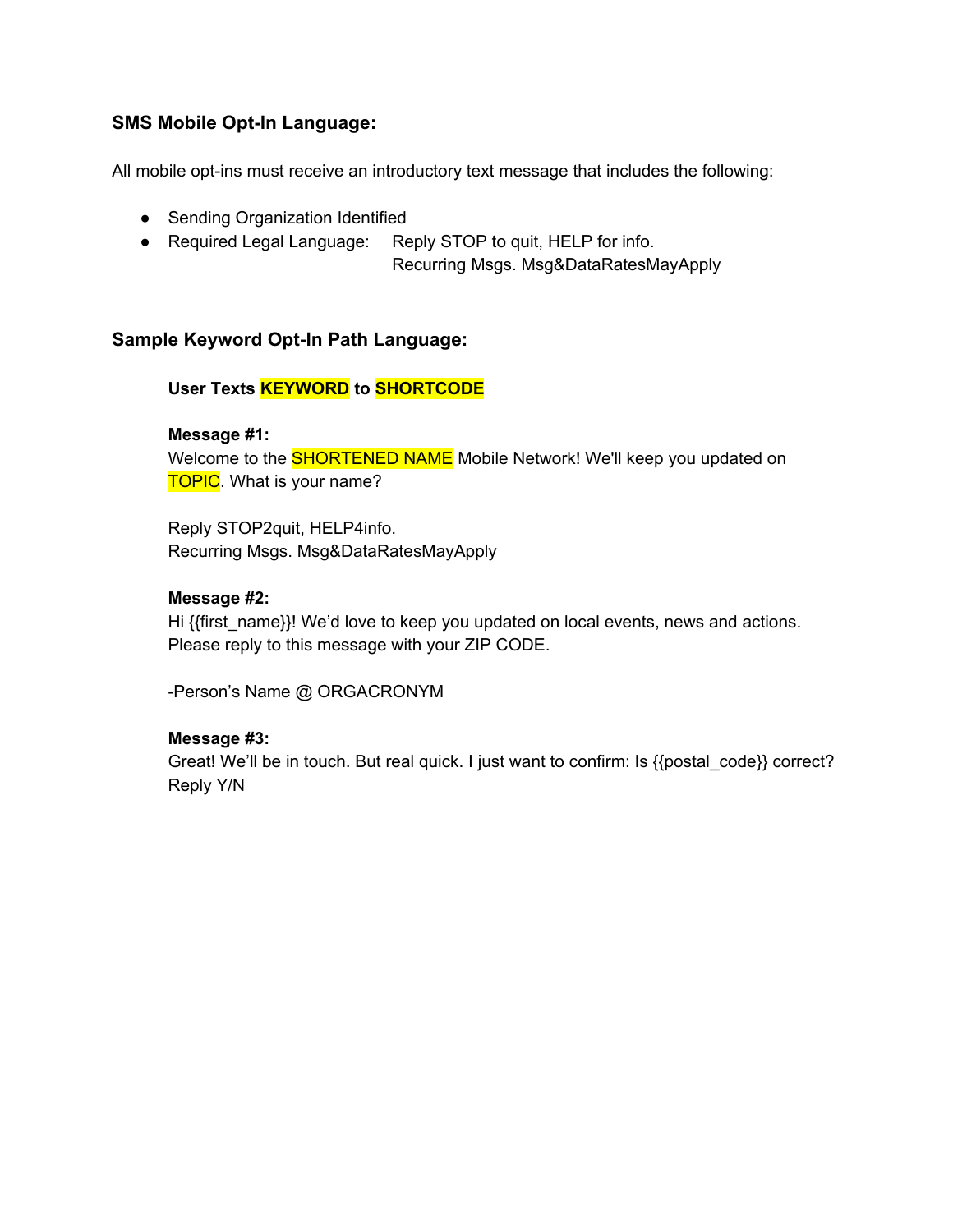### SMS Mobile Opt-In Language:

All mobile opt-ins must receive an introductory text message that includes the following:

- Sending Organization Identified
- Required Legal Language: Reply STOP to quit, HELP for info.
  Recurring Msgs. Msg&DataRatesMayApply

### Sample Keyword Opt-In Path Language:

**User Texts KEYWORD to SHORTCODE**

**Message #1:**
Welcome to the SHORTENED NAME Mobile Network! We'll keep you updated on TOPIC. What is your name?

Reply STOP2quit, HELP4info.
Recurring Msgs. Msg&DataRatesMayApply

**Message #2:**
Hi {{first_name}}! We'd love to keep you updated on local events, news and actions. Please reply to this message with your ZIP CODE.

-Person's Name @ ORGACRONYM

**Message #3:**
Great! We'll be in touch. But real quick. I just want to confirm: Is {{postal_code}} correct? Reply Y/N